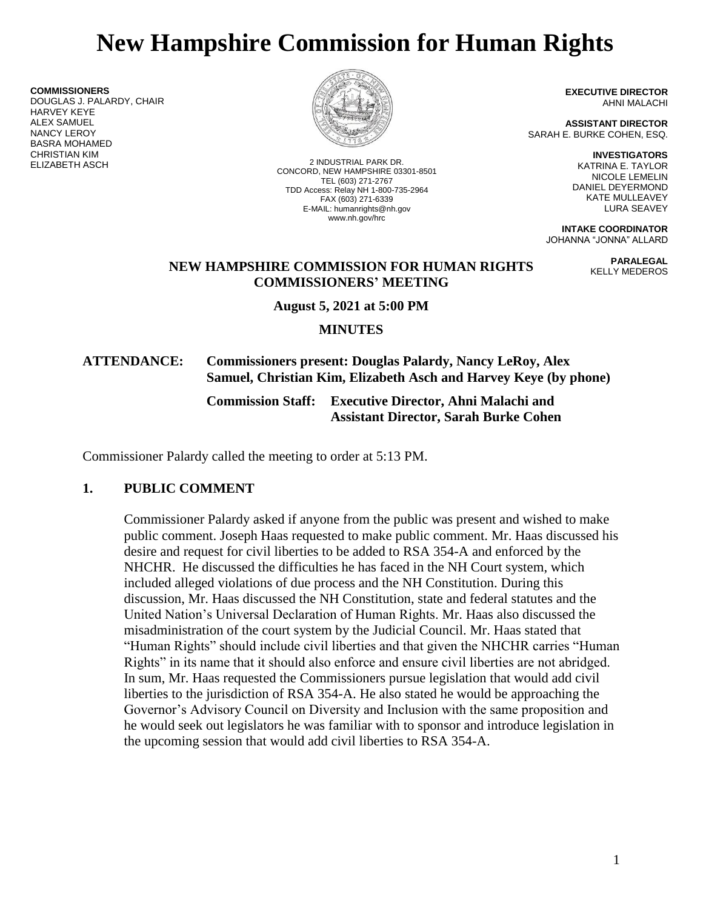# New Hampshire Commission for Human Rights

**COMMISSIONERS**
DOUGLAS J. PALARDY, CHAIR
HARVEY KEYE
ALEX SAMUEL
NANCY LEROY
BASRA MOHAMED
CHRISTIAN KIM
ELIZABETH ASCH

2 INDUSTRIAL PARK DR.
CONCORD, NEW HAMPSHIRE 03301-8501
TEL (603) 271-2767
TDD Access: Relay NH 1-800-735-2964
FAX (603) 271-6339
E-MAIL: humanrights@nh.gov
www.nh.gov/hrc

**EXECUTIVE DIRECTOR**
AHNI MALACHI

**ASSISTANT DIRECTOR**
SARAH E. BURKE COHEN, ESQ.

**INVESTIGATORS**
KATRINA E. TAYLOR
NICOLE LEMELIN
DANIEL DEYERMOND
KATE MULLEAVEY
LURA SEAVEY

**INTAKE COORDINATOR**
JOHANNA "JONNA" ALLARD

**PARALEGAL**
KELLY MEDEROS

## NEW HAMPSHIRE COMMISSION FOR HUMAN RIGHTS COMMISSIONERS' MEETING

**August 5, 2021 at 5:00 PM**

**MINUTES**

**ATTENDANCE: Commissioners present: Douglas Palardy, Nancy LeRoy, Alex Samuel, Christian Kim, Elizabeth Asch and Harvey Keye (by phone)**

**Commission Staff: Executive Director, Ahni Malachi and Assistant Director, Sarah Burke Cohen**

Commissioner Palardy called the meeting to order at 5:13 PM.

### 1. PUBLIC COMMENT

Commissioner Palardy asked if anyone from the public was present and wished to make public comment. Joseph Haas requested to make public comment. Mr. Haas discussed his desire and request for civil liberties to be added to RSA 354-A and enforced by the NHCHR. He discussed the difficulties he has faced in the NH Court system, which included alleged violations of due process and the NH Constitution. During this discussion, Mr. Haas discussed the NH Constitution, state and federal statutes and the United Nation's Universal Declaration of Human Rights. Mr. Haas also discussed the misadministration of the court system by the Judicial Council. Mr. Haas stated that "Human Rights" should include civil liberties and that given the NHCHR carries "Human Rights" in its name that it should also enforce and ensure civil liberties are not abridged. In sum, Mr. Haas requested the Commissioners pursue legislation that would add civil liberties to the jurisdiction of RSA 354-A. He also stated he would be approaching the Governor's Advisory Council on Diversity and Inclusion with the same proposition and he would seek out legislators he was familiar with to sponsor and introduce legislation in the upcoming session that would add civil liberties to RSA 354-A.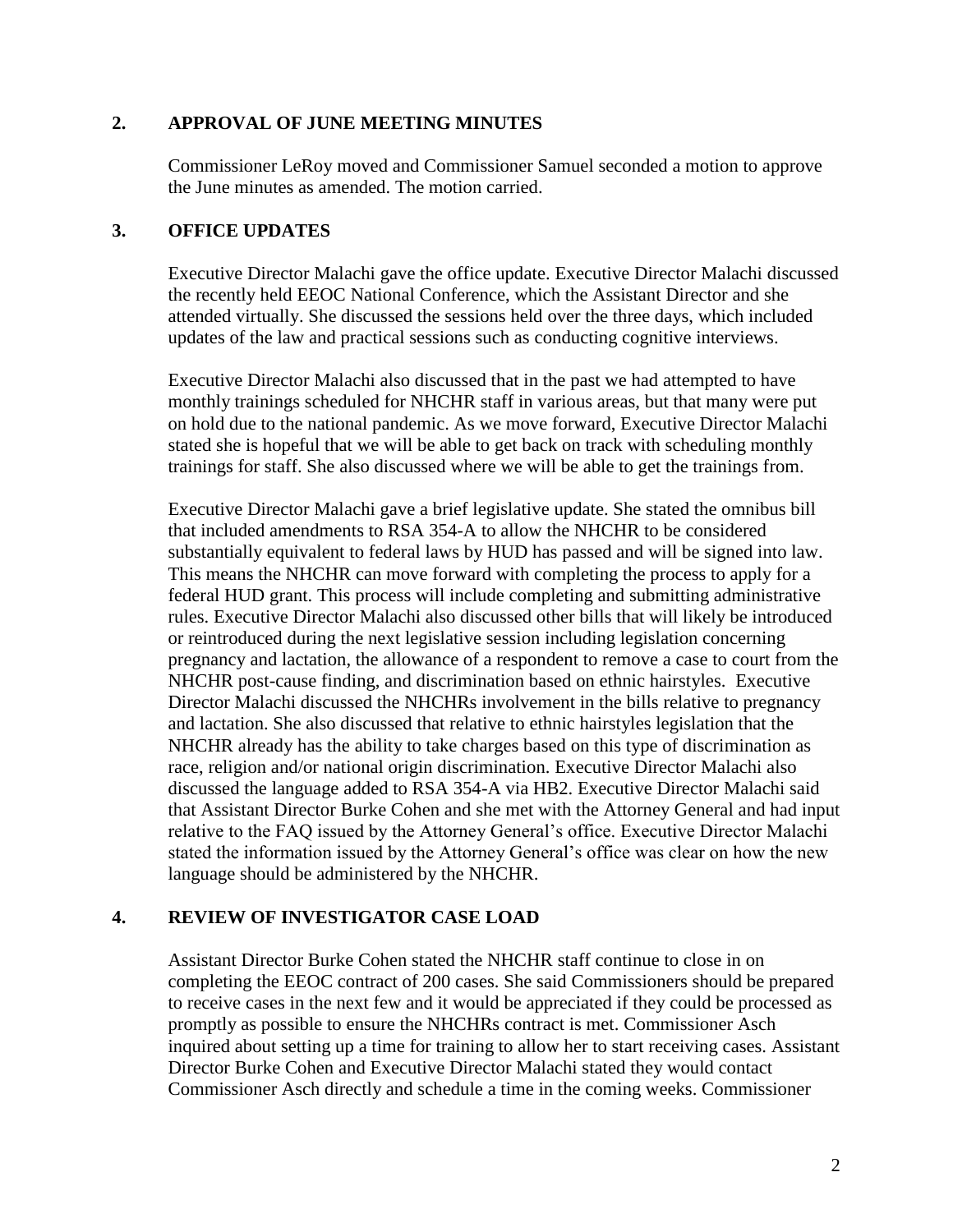## 2. APPROVAL OF JUNE MEETING MINUTES

Commissioner LeRoy moved and Commissioner Samuel seconded a motion to approve the June minutes as amended. The motion carried.

## 3. OFFICE UPDATES

Executive Director Malachi gave the office update. Executive Director Malachi discussed the recently held EEOC National Conference, which the Assistant Director and she attended virtually. She discussed the sessions held over the three days, which included updates of the law and practical sessions such as conducting cognitive interviews.

Executive Director Malachi also discussed that in the past we had attempted to have monthly trainings scheduled for NHCHR staff in various areas, but that many were put on hold due to the national pandemic. As we move forward, Executive Director Malachi stated she is hopeful that we will be able to get back on track with scheduling monthly trainings for staff. She also discussed where we will be able to get the trainings from.

Executive Director Malachi gave a brief legislative update. She stated the omnibus bill that included amendments to RSA 354-A to allow the NHCHR to be considered substantially equivalent to federal laws by HUD has passed and will be signed into law. This means the NHCHR can move forward with completing the process to apply for a federal HUD grant. This process will include completing and submitting administrative rules. Executive Director Malachi also discussed other bills that will likely be introduced or reintroduced during the next legislative session including legislation concerning pregnancy and lactation, the allowance of a respondent to remove a case to court from the NHCHR post-cause finding, and discrimination based on ethnic hairstyles. Executive Director Malachi discussed the NHCHRs involvement in the bills relative to pregnancy and lactation. She also discussed that relative to ethnic hairstyles legislation that the NHCHR already has the ability to take charges based on this type of discrimination as race, religion and/or national origin discrimination. Executive Director Malachi also discussed the language added to RSA 354-A via HB2. Executive Director Malachi said that Assistant Director Burke Cohen and she met with the Attorney General and had input relative to the FAQ issued by the Attorney General's office. Executive Director Malachi stated the information issued by the Attorney General's office was clear on how the new language should be administered by the NHCHR.

## 4. REVIEW OF INVESTIGATOR CASE LOAD

Assistant Director Burke Cohen stated the NHCHR staff continue to close in on completing the EEOC contract of 200 cases. She said Commissioners should be prepared to receive cases in the next few and it would be appreciated if they could be processed as promptly as possible to ensure the NHCHRs contract is met. Commissioner Asch inquired about setting up a time for training to allow her to start receiving cases. Assistant Director Burke Cohen and Executive Director Malachi stated they would contact Commissioner Asch directly and schedule a time in the coming weeks. Commissioner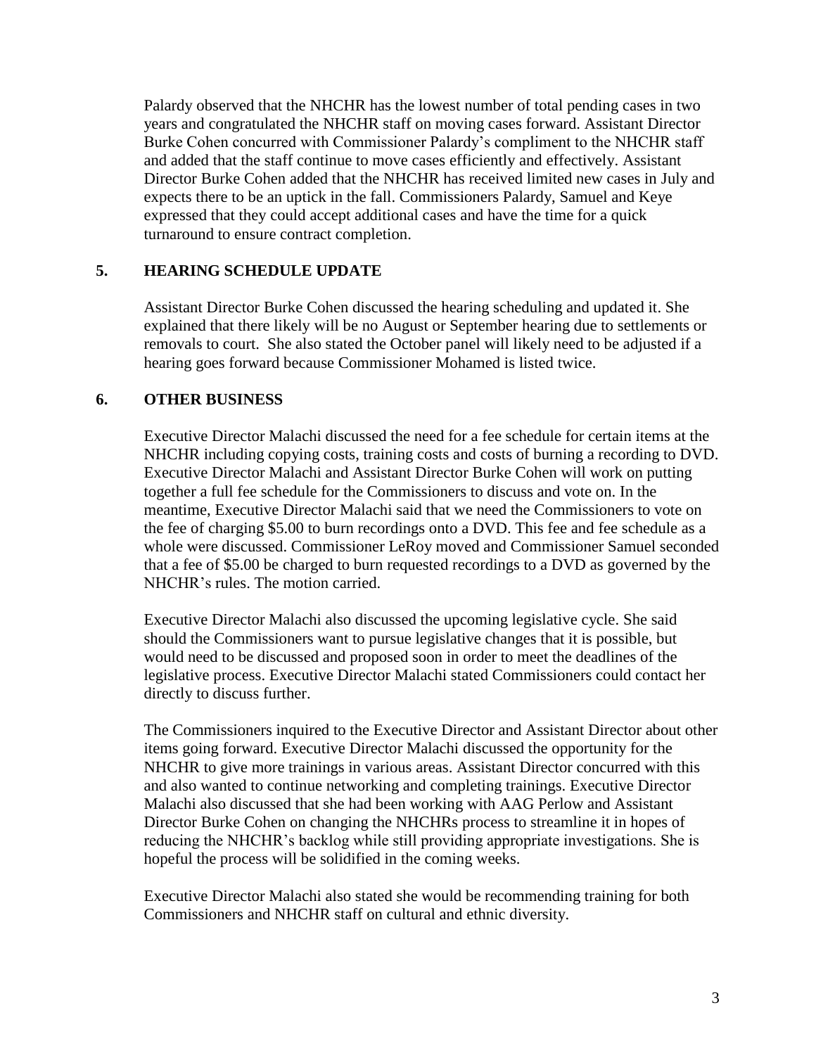Palardy observed that the NHCHR has the lowest number of total pending cases in two years and congratulated the NHCHR staff on moving cases forward. Assistant Director Burke Cohen concurred with Commissioner Palardy's compliment to the NHCHR staff and added that the staff continue to move cases efficiently and effectively. Assistant Director Burke Cohen added that the NHCHR has received limited new cases in July and expects there to be an uptick in the fall. Commissioners Palardy, Samuel and Keye expressed that they could accept additional cases and have the time for a quick turnaround to ensure contract completion.

## 5. HEARING SCHEDULE UPDATE

Assistant Director Burke Cohen discussed the hearing scheduling and updated it. She explained that there likely will be no August or September hearing due to settlements or removals to court. She also stated the October panel will likely need to be adjusted if a hearing goes forward because Commissioner Mohamed is listed twice.

## 6. OTHER BUSINESS

Executive Director Malachi discussed the need for a fee schedule for certain items at the NHCHR including copying costs, training costs and costs of burning a recording to DVD. Executive Director Malachi and Assistant Director Burke Cohen will work on putting together a full fee schedule for the Commissioners to discuss and vote on. In the meantime, Executive Director Malachi said that we need the Commissioners to vote on the fee of charging $5.00 to burn recordings onto a DVD. This fee and fee schedule as a whole were discussed. Commissioner LeRoy moved and Commissioner Samuel seconded that a fee of $5.00 be charged to burn requested recordings to a DVD as governed by the NHCHR's rules. The motion carried.

Executive Director Malachi also discussed the upcoming legislative cycle. She said should the Commissioners want to pursue legislative changes that it is possible, but would need to be discussed and proposed soon in order to meet the deadlines of the legislative process. Executive Director Malachi stated Commissioners could contact her directly to discuss further.

The Commissioners inquired to the Executive Director and Assistant Director about other items going forward. Executive Director Malachi discussed the opportunity for the NHCHR to give more trainings in various areas. Assistant Director concurred with this and also wanted to continue networking and completing trainings. Executive Director Malachi also discussed that she had been working with AAG Perlow and Assistant Director Burke Cohen on changing the NHCHRs process to streamline it in hopes of reducing the NHCHR's backlog while still providing appropriate investigations. She is hopeful the process will be solidified in the coming weeks.

Executive Director Malachi also stated she would be recommending training for both Commissioners and NHCHR staff on cultural and ethnic diversity.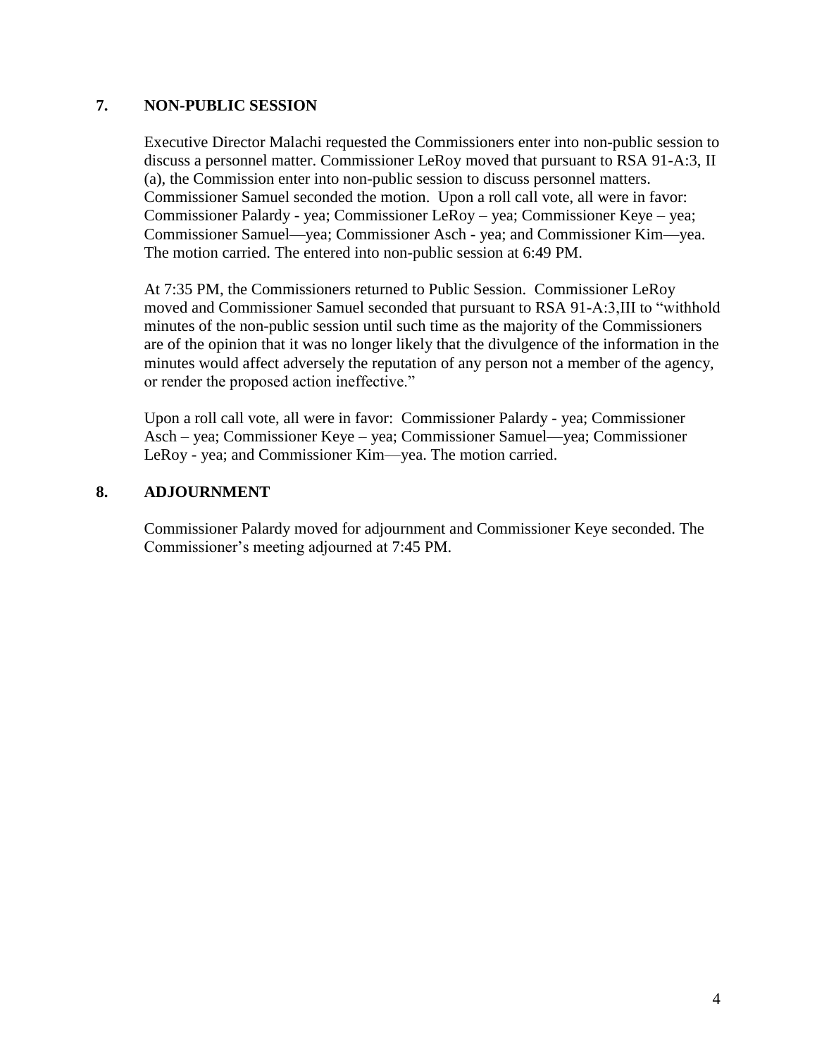## 7. NON-PUBLIC SESSION

Executive Director Malachi requested the Commissioners enter into non-public session to discuss a personnel matter. Commissioner LeRoy moved that pursuant to RSA 91-A:3, II (a), the Commission enter into non-public session to discuss personnel matters. Commissioner Samuel seconded the motion. Upon a roll call vote, all were in favor: Commissioner Palardy - yea; Commissioner LeRoy – yea; Commissioner Keye – yea; Commissioner Samuel—yea; Commissioner Asch - yea; and Commissioner Kim—yea. The motion carried. The entered into non-public session at 6:49 PM.

At 7:35 PM, the Commissioners returned to Public Session. Commissioner LeRoy moved and Commissioner Samuel seconded that pursuant to RSA 91-A:3,III to "withhold minutes of the non-public session until such time as the majority of the Commissioners are of the opinion that it was no longer likely that the divulgence of the information in the minutes would affect adversely the reputation of any person not a member of the agency, or render the proposed action ineffective."

Upon a roll call vote, all were in favor: Commissioner Palardy - yea; Commissioner Asch – yea; Commissioner Keye – yea; Commissioner Samuel—yea; Commissioner LeRoy - yea; and Commissioner Kim—yea. The motion carried.

## 8. ADJOURNMENT

Commissioner Palardy moved for adjournment and Commissioner Keye seconded. The Commissioner's meeting adjourned at 7:45 PM.